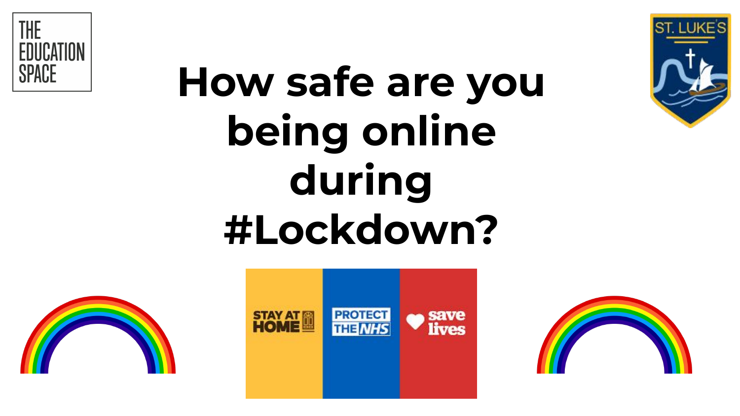THE EDUCATION SPACE

ST. LUKE'S

# How safe are you being online during #Lockdown?

STAY AT HOME

PROTECT THE NHS

save lives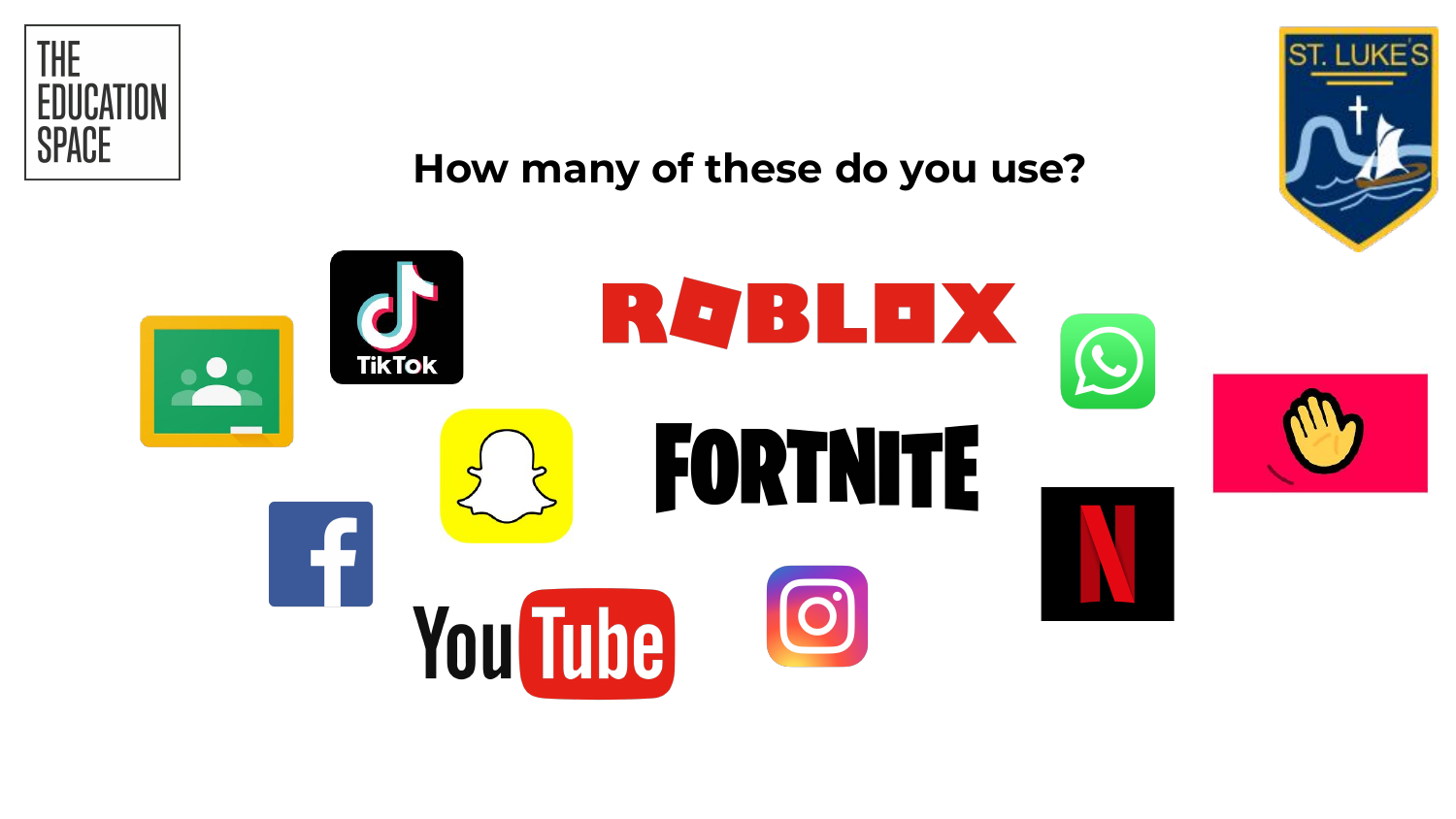# How many of these do you use?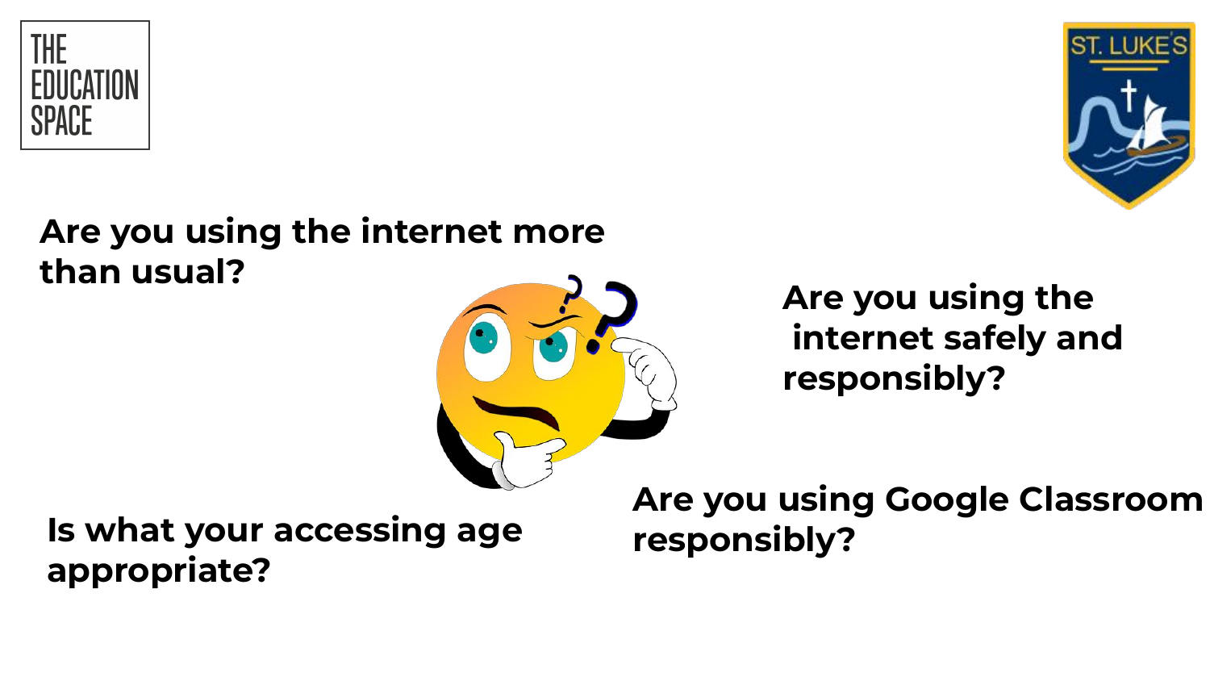THE EDUCATION SPACE

ST. LUKE'S

**Are you using the internet more than usual?**

**Are you using the internet safely and responsibly?**

**Is what your accessing age appropriate?**

**Are you using Google Classroom responsibly?**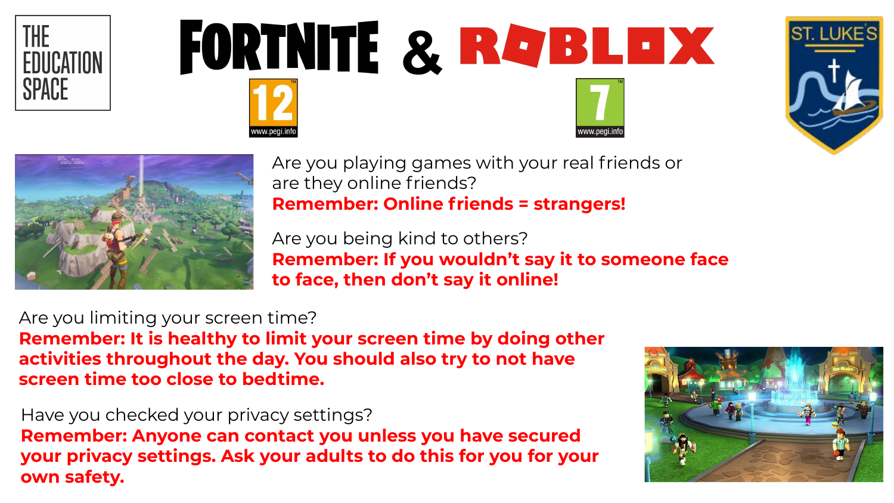THE EDUCATION SPACE

# FORTNITE & ROBLOX

12 www.pegi.info

7 www.pegi.info

ST. LUKE'S

Are you playing games with your real friends or are they online friends?
**Remember: Online friends = strangers!**

Are you being kind to others?
**Remember: If you wouldn't say it to someone face to face, then don't say it online!**

Are you limiting your screen time?
**Remember: It is healthy to limit your screen time by doing other activities throughout the day. You should also try to not have screen time too close to bedtime.**

Have you checked your privacy settings?
**Remember: Anyone can contact you unless you have secured your privacy settings. Ask your adults to do this for you for your own safety.**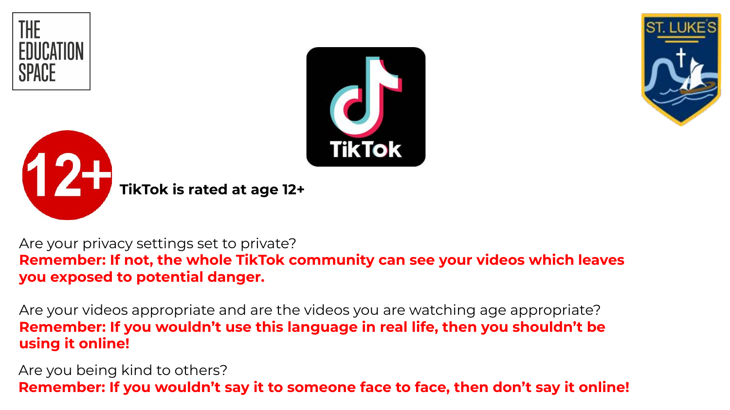**TikTok is rated at age 12+**

Are your privacy settings set to private?
**Remember: If not, the whole TikTok community can see your videos which leaves you exposed to potential danger.**

Are your videos appropriate and are the videos you are watching age appropriate?
**Remember: If you wouldn’t use this language in real life, then you shouldn’t be using it online!**

Are you being kind to others?
**Remember: If you wouldn’t say it to someone face to face, then don’t say it online!**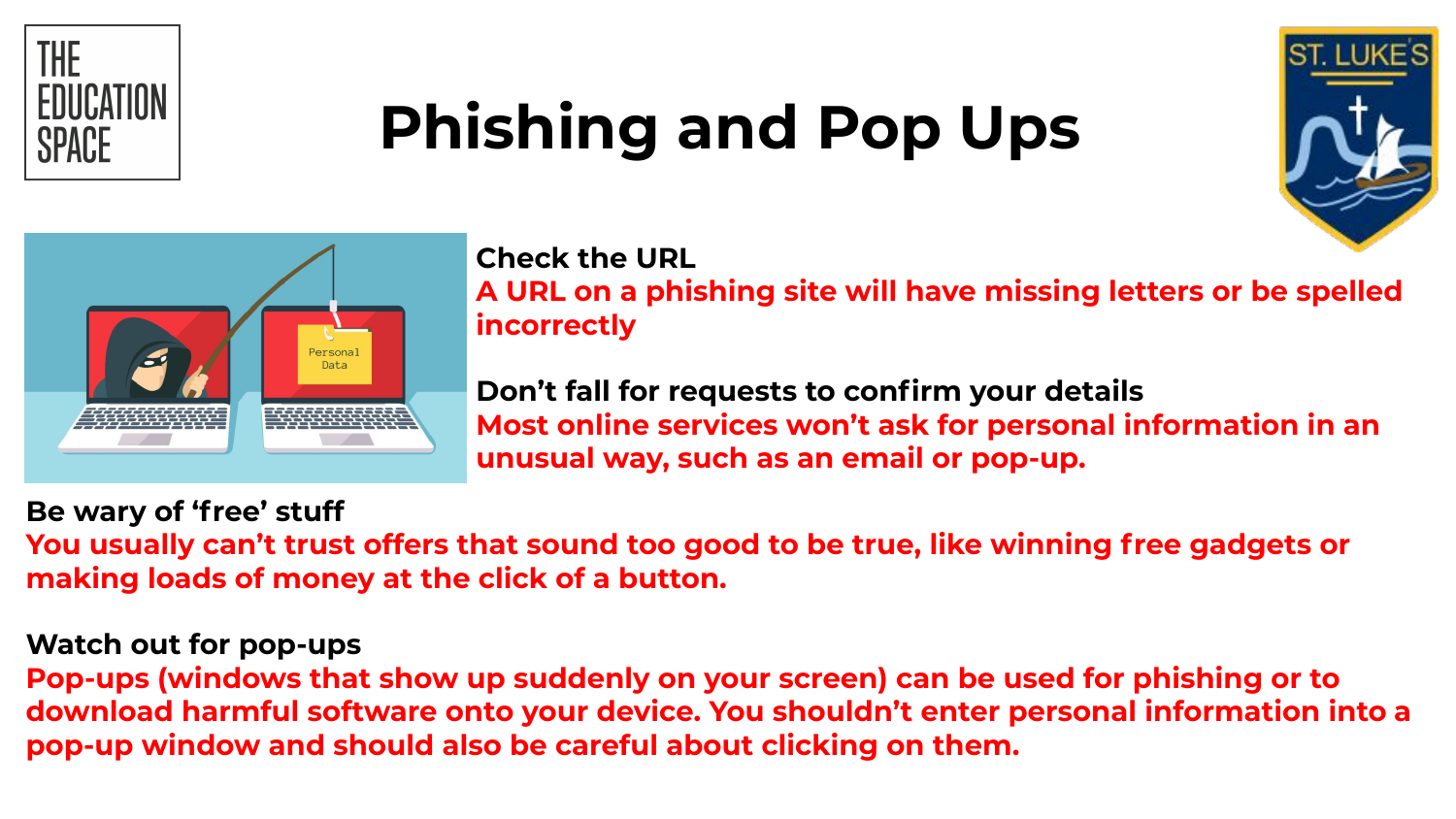# Phishing and Pop Ups

**Check the URL**

A URL on a phishing site will have missing letters or be spelled incorrectly

**Don't fall for requests to confirm your details**

Most online services won't ask for personal information in an unusual way, such as an email or pop-up.

**Be wary of 'free' stuff**

You usually can't trust offers that sound too good to be true, like winning free gadgets or making loads of money at the click of a button.

**Watch out for pop-ups**

Pop-ups (windows that show up suddenly on your screen) can be used for phishing or to download harmful software onto your device. You shouldn't enter personal information into a pop-up window and should also be careful about clicking on them.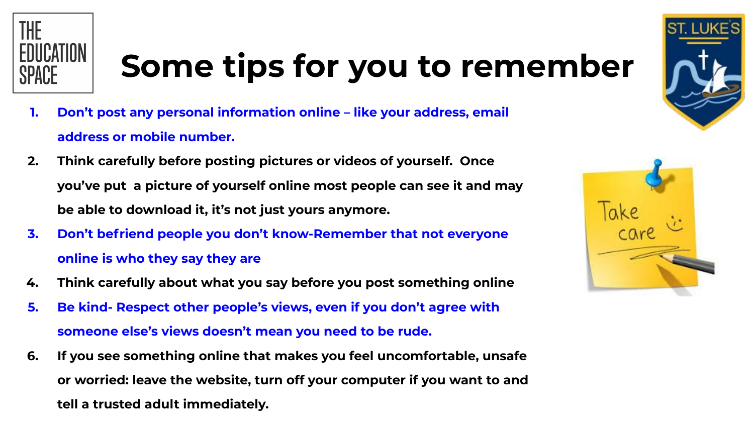# Some tips for you to remember

1. Don't post any personal information online – like your address, email address or mobile number.
2. Think carefully before posting pictures or videos of yourself. Once you've put a picture of yourself online most people can see it and may be able to download it, it's not just yours anymore.
3. Don't befriend people you don't know-Remember that not everyone online is who they say they are
4. Think carefully about what you say before you post something online
5. Be kind- Respect other people's views, even if you don't agree with someone else's views doesn't mean you need to be rude.
6. If you see something online that makes you feel uncomfortable, unsafe or worried: leave the website, turn off your computer if you want to and tell a trusted adult immediately.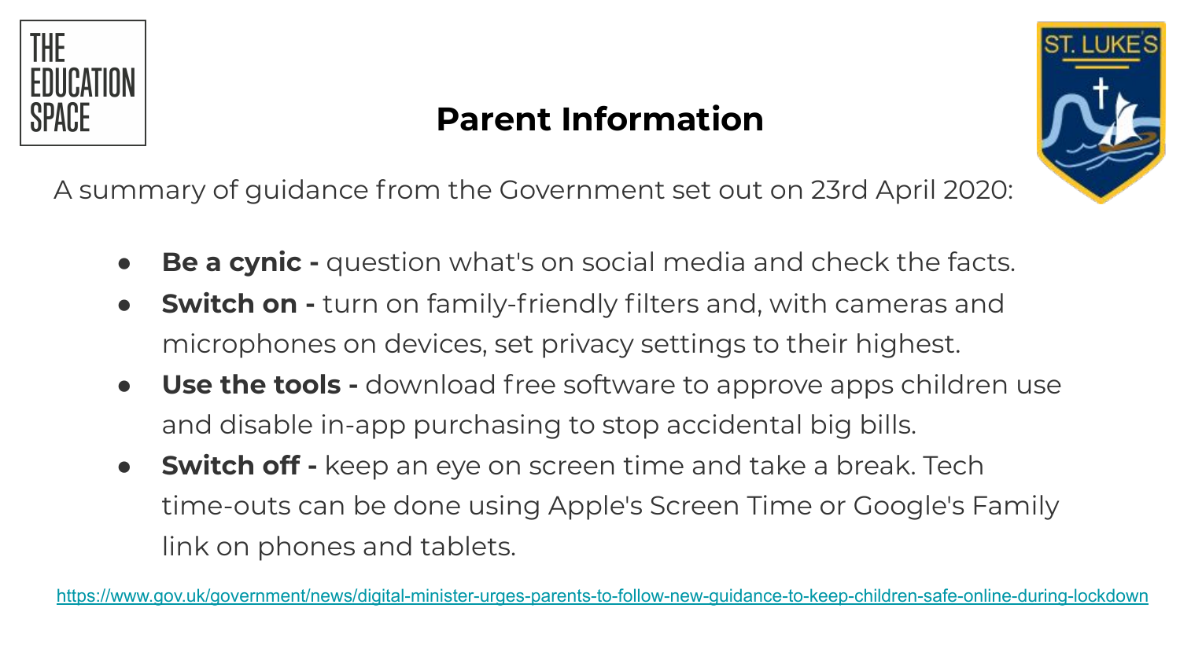# Parent Information

A summary of guidance from the Government set out on 23rd April 2020:

- **Be a cynic -** question what's on social media and check the facts.
- **Switch on -** turn on family-friendly filters and, with cameras and microphones on devices, set privacy settings to their highest.
- **Use the tools -** download free software to approve apps children use and disable in-app purchasing to stop accidental big bills.
- **Switch off -** keep an eye on screen time and take a break. Tech time-outs can be done using Apple's Screen Time or Google's Family link on phones and tablets.

https://www.gov.uk/government/news/digital-minister-urges-parents-to-follow-new-guidance-to-keep-children-safe-online-during-lockdown